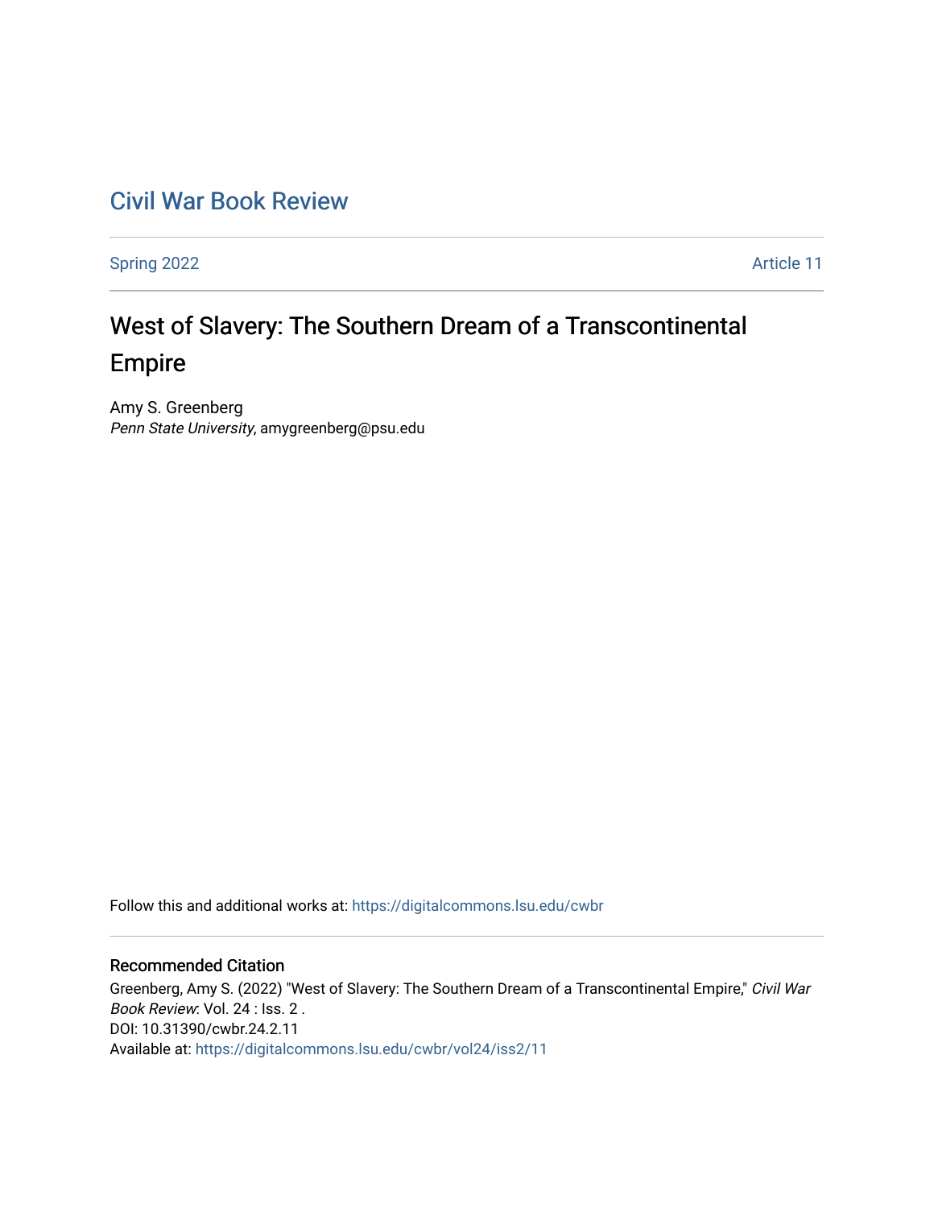Civil War Book Review

Spring 2022 | Article 11

# West of Slavery: The Southern Dream of a Transcontinental Empire

Amy S. Greenberg
*Penn State University*, amygreenberg@psu.edu

Follow this and additional works at: https://digitalcommons.lsu.edu/cwbr

## Recommended Citation

Greenberg, Amy S. (2022) "West of Slavery: The Southern Dream of a Transcontinental Empire," *Civil War Book Review*: Vol. 24 : Iss. 2 .
DOI: 10.31390/cwbr.24.2.11
Available at: https://digitalcommons.lsu.edu/cwbr/vol24/iss2/11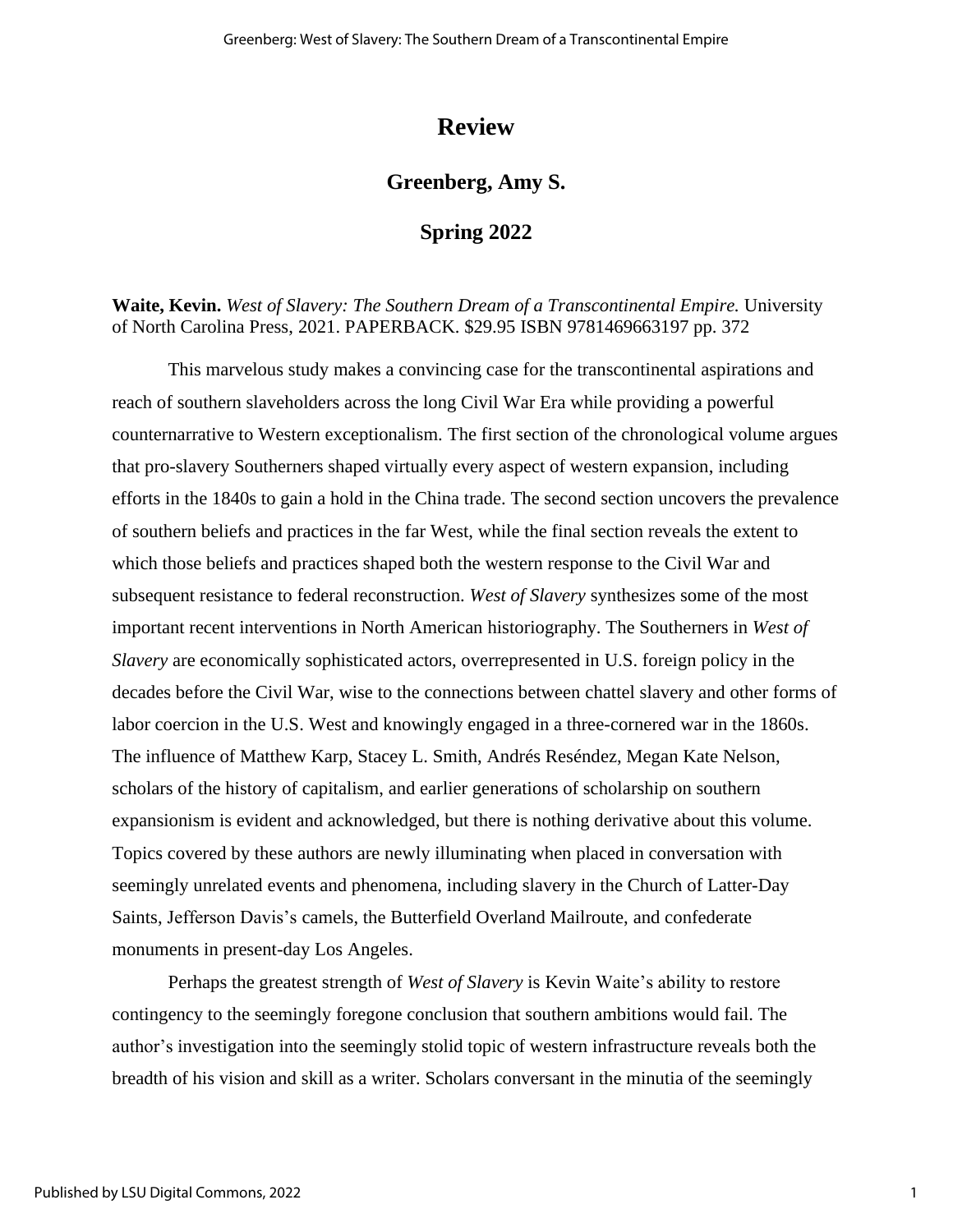# Review

## Greenberg, Amy S.

## Spring 2022

**Waite, Kevin.** *West of Slavery: The Southern Dream of a Transcontinental Empire.* University of North Carolina Press, 2021. PAPERBACK. $29.95 ISBN 9781469663197 pp. 372

This marvelous study makes a convincing case for the transcontinental aspirations and reach of southern slaveholders across the long Civil War Era while providing a powerful counternarrative to Western exceptionalism. The first section of the chronological volume argues that pro-slavery Southerners shaped virtually every aspect of western expansion, including efforts in the 1840s to gain a hold in the China trade. The second section uncovers the prevalence of southern beliefs and practices in the far West, while the final section reveals the extent to which those beliefs and practices shaped both the western response to the Civil War and subsequent resistance to federal reconstruction. *West of Slavery* synthesizes some of the most important recent interventions in North American historiography. The Southerners in *West of Slavery* are economically sophisticated actors, overrepresented in U.S. foreign policy in the decades before the Civil War, wise to the connections between chattel slavery and other forms of labor coercion in the U.S. West and knowingly engaged in a three-cornered war in the 1860s. The influence of Matthew Karp, Stacey L. Smith, Andrés Reséndez, Megan Kate Nelson, scholars of the history of capitalism, and earlier generations of scholarship on southern expansionism is evident and acknowledged, but there is nothing derivative about this volume. Topics covered by these authors are newly illuminating when placed in conversation with seemingly unrelated events and phenomena, including slavery in the Church of Latter-Day Saints, Jefferson Davis's camels, the Butterfield Overland Mailroute, and confederate monuments in present-day Los Angeles.

Perhaps the greatest strength of *West of Slavery* is Kevin Waite's ability to restore contingency to the seemingly foregone conclusion that southern ambitions would fail. The author's investigation into the seemingly stolid topic of western infrastructure reveals both the breadth of his vision and skill as a writer. Scholars conversant in the minutia of the seemingly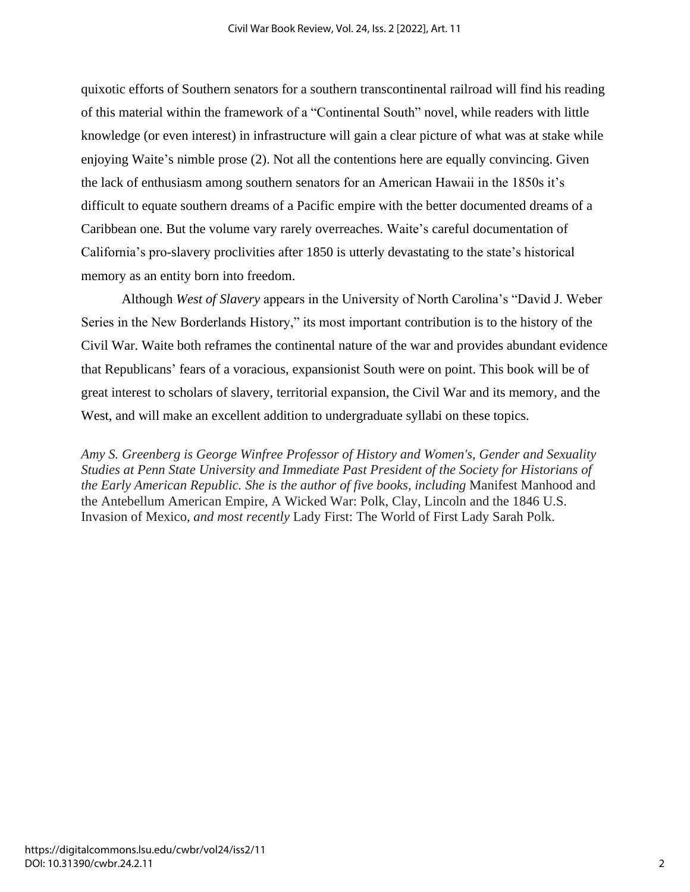quixotic efforts of Southern senators for a southern transcontinental railroad will find his reading of this material within the framework of a "Continental South" novel, while readers with little knowledge (or even interest) in infrastructure will gain a clear picture of what was at stake while enjoying Waite's nimble prose (2). Not all the contentions here are equally convincing. Given the lack of enthusiasm among southern senators for an American Hawaii in the 1850s it's difficult to equate southern dreams of a Pacific empire with the better documented dreams of a Caribbean one. But the volume vary rarely overreaches. Waite's careful documentation of California's pro-slavery proclivities after 1850 is utterly devastating to the state's historical memory as an entity born into freedom.

Although *West of Slavery* appears in the University of North Carolina's "David J. Weber Series in the New Borderlands History," its most important contribution is to the history of the Civil War. Waite both reframes the continental nature of the war and provides abundant evidence that Republicans' fears of a voracious, expansionist South were on point. This book will be of great interest to scholars of slavery, territorial expansion, the Civil War and its memory, and the West, and will make an excellent addition to undergraduate syllabi on these topics.

*Amy S. Greenberg is George Winfree Professor of History and Women's, Gender and Sexuality Studies at Penn State University and Immediate Past President of the Society for Historians of the Early American Republic. She is the author of five books, including* Manifest Manhood and the Antebellum American Empire, A Wicked War: Polk, Clay, Lincoln and the 1846 U.S. Invasion of Mexico, *and most recently* Lady First: The World of First Lady Sarah Polk.